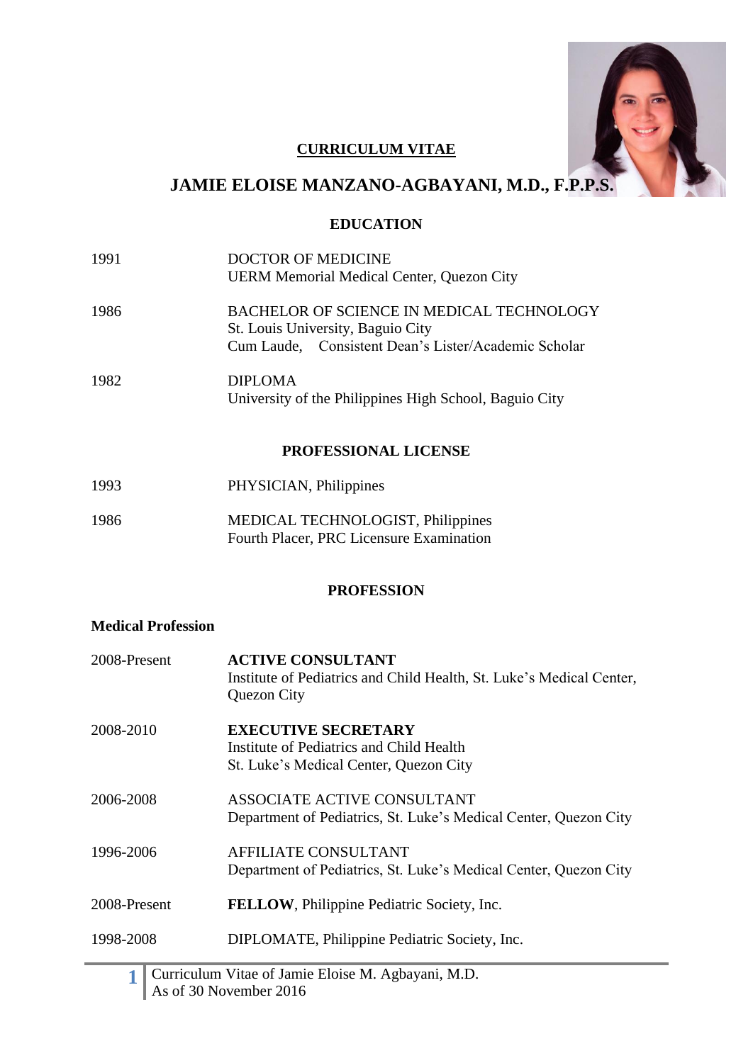# CURRICULUM VITAE

## JAMIE ELOISE MANZANO-AGBAYANI, M.D., F.P.P.S.

### EDUCATION

| | |
|---|---|
| 1991 | DOCTOR OF MEDICINE<br>UERM Memorial Medical Center, Quezon City |
| 1986 | BACHELOR OF SCIENCE IN MEDICAL TECHNOLOGY<br>St. Louis University, Baguio City<br>Cum Laude, Consistent Dean's Lister/Academic Scholar |
| 1982 | DIPLOMA<br>University of the Philippines High School, Baguio City |

### PROFESSIONAL LICENSE

| | |
|---|---|
| 1993 | PHYSICIAN, Philippines |
| 1986 | MEDICAL TECHNOLOGIST, Philippines<br>Fourth Placer, PRC Licensure Examination |

### PROFESSION

**Medical Profession**

| | |
|---|---|
| 2008-Present | **ACTIVE CONSULTANT**<br>Institute of Pediatrics and Child Health, St. Luke's Medical Center, Quezon City |
| 2008-2010 | **EXECUTIVE SECRETARY**<br>Institute of Pediatrics and Child Health<br>St. Luke's Medical Center, Quezon City |
| 2006-2008 | ASSOCIATE ACTIVE CONSULTANT<br>Department of Pediatrics, St. Luke's Medical Center, Quezon City |
| 1996-2006 | AFFILIATE CONSULTANT<br>Department of Pediatrics, St. Luke's Medical Center, Quezon City |
| 2008-Present | **FELLOW**, Philippine Pediatric Society, Inc. |
| 1998-2008 | DIPLOMATE, Philippine Pediatric Society, Inc. |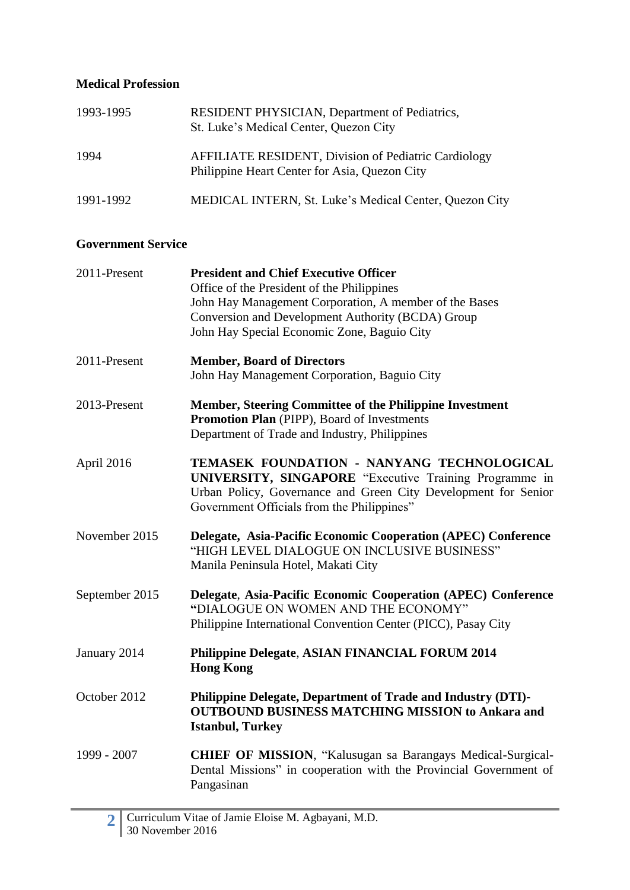**Medical Profession**

| | |
|---|---|
| 1993-1995 | RESIDENT PHYSICIAN, Department of Pediatrics,<br>St. Luke's Medical Center, Quezon City |
| 1994 | AFFILIATE RESIDENT, Division of Pediatric Cardiology<br>Philippine Heart Center for Asia, Quezon City |
| 1991-1992 | MEDICAL INTERN, St. Luke's Medical Center, Quezon City |

**Government Service**

| | |
|---|---|
| 2011-Present | **President and Chief Executive Officer**<br>Office of the President of the Philippines<br>John Hay Management Corporation, A member of the Bases Conversion and Development Authority (BCDA) Group<br>John Hay Special Economic Zone, Baguio City |
| 2011-Present | **Member, Board of Directors**<br>John Hay Management Corporation, Baguio City |
| 2013-Present | **Member, Steering Committee of the Philippine Investment Promotion Plan** (PIPP), Board of Investments<br>Department of Trade and Industry, Philippines |
| April 2016 | **TEMASEK FOUNDATION - NANYANG TECHNOLOGICAL UNIVERSITY, SINGAPORE** "Executive Training Programme in Urban Policy, Governance and Green City Development for Senior Government Officials from the Philippines" |
| November 2015 | **Delegate, Asia-Pacific Economic Cooperation (APEC) Conference**<br>"HIGH LEVEL DIALOGUE ON INCLUSIVE BUSINESS"<br>Manila Peninsula Hotel, Makati City |
| September 2015 | **Delegate**, **Asia-Pacific Economic Cooperation (APEC) Conference "**DIALOGUE ON WOMEN AND THE ECONOMY"<br>Philippine International Convention Center (PICC), Pasay City |
| January 2014 | **Philippine Delegate**, **ASIAN FINANCIAL FORUM 2014 Hong Kong** |
| October 2012 | **Philippine Delegate, Department of Trade and Industry (DTI)- OUTBOUND BUSINESS MATCHING MISSION to Ankara and Istanbul, Turkey** |
| 1999 - 2007 | **CHIEF OF MISSION**, "Kalusugan sa Barangays Medical-Surgical-Dental Missions" in cooperation with the Provincial Government of Pangasinan |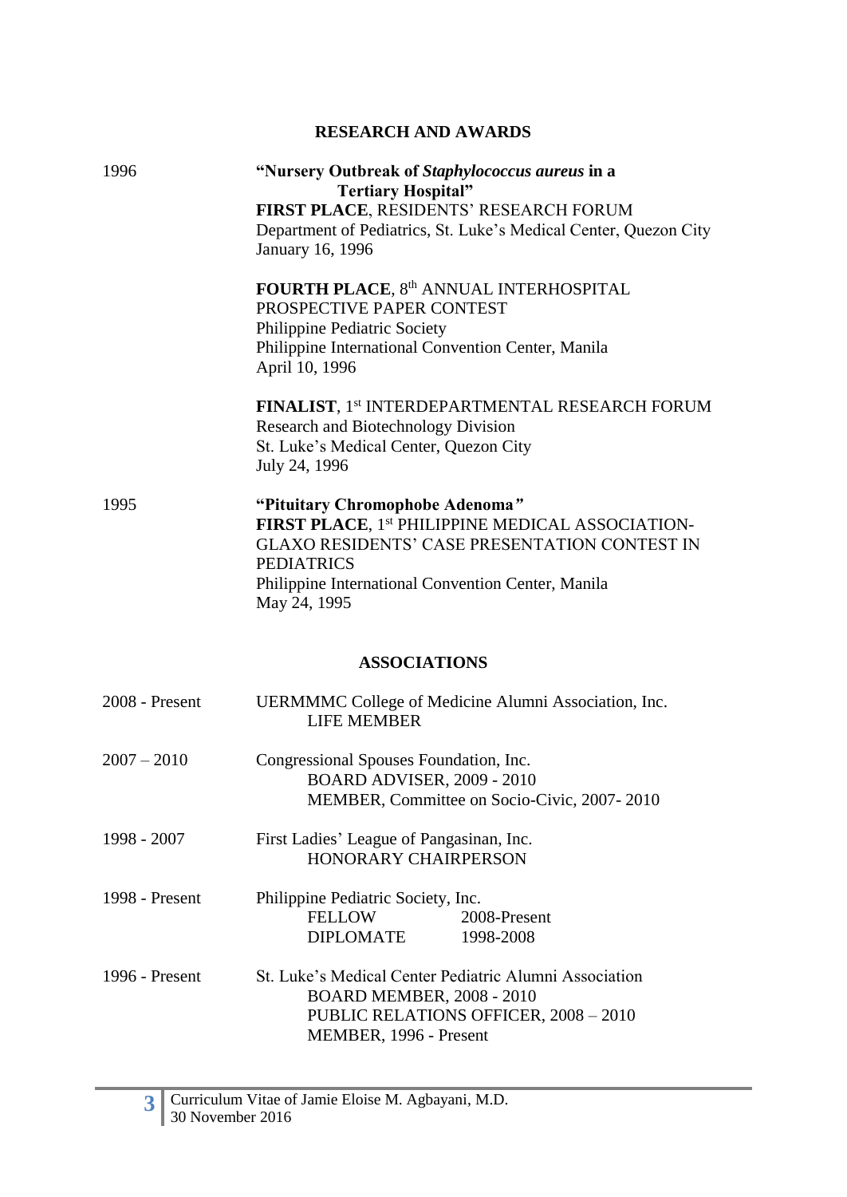## RESEARCH AND AWARDS

**1996**

**"Nursery Outbreak of *Staphylococcus aureus* in a Tertiary Hospital"**
**FIRST PLACE**, RESIDENTS' RESEARCH FORUM
Department of Pediatrics, St. Luke's Medical Center, Quezon City
January 16, 1996

**FOURTH PLACE**, 8th ANNUAL INTERHOSPITAL PROSPECTIVE PAPER CONTEST
Philippine Pediatric Society
Philippine International Convention Center, Manila
April 10, 1996

**FINALIST**, 1st INTERDEPARTMENTAL RESEARCH FORUM
Research and Biotechnology Division
St. Luke's Medical Center, Quezon City
July 24, 1996

**1995**

**"Pituitary Chromophobe Adenoma"**
**FIRST PLACE**, 1st PHILIPPINE MEDICAL ASSOCIATION-GLAXO RESIDENTS' CASE PRESENTATION CONTEST IN PEDIATRICS
Philippine International Convention Center, Manila
May 24, 1995

## ASSOCIATIONS

**2008 - Present**
UERMMMC College of Medicine Alumni Association, Inc.
LIFE MEMBER

**2007 – 2010**
Congressional Spouses Foundation, Inc.
BOARD ADVISER, 2009 - 2010
MEMBER, Committee on Socio-Civic, 2007- 2010

**1998 - 2007**
First Ladies' League of Pangasinan, Inc.
HONORARY CHAIRPERSON

**1998 - Present**
Philippine Pediatric Society, Inc.
FELLOW 2008-Present
DIPLOMATE 1998-2008

**1996 - Present**
St. Luke's Medical Center Pediatric Alumni Association
BOARD MEMBER, 2008 - 2010
PUBLIC RELATIONS OFFICER, 2008 – 2010
MEMBER, 1996 - Present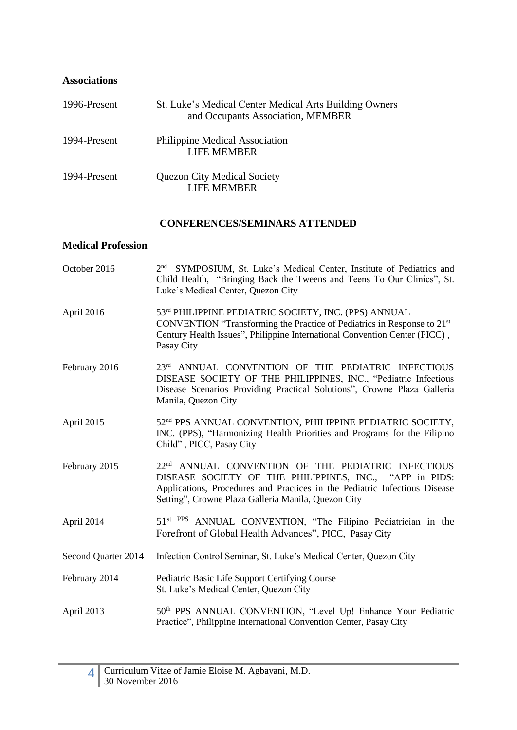**Associations**

| | |
|---|---|
| 1996-Present | St. Luke's Medical Center Medical Arts Building Owners and Occupants Association, MEMBER |
| 1994-Present | Philippine Medical Association LIFE MEMBER |
| 1994-Present | Quezon City Medical Society LIFE MEMBER |

## CONFERENCES/SEMINARS ATTENDED

**Medical Profession**

| | |
|---|---|
| October 2016 | 2nd SYMPOSIUM, St. Luke's Medical Center, Institute of Pediatrics and Child Health, "Bringing Back the Tweens and Teens To Our Clinics", St. Luke's Medical Center, Quezon City |
| April 2016 | 53rd PHILIPPINE PEDIATRIC SOCIETY, INC. (PPS) ANNUAL CONVENTION "Transforming the Practice of Pediatrics in Response to 21st Century Health Issues", Philippine International Convention Center (PICC), Pasay City |
| February 2016 | 23rd ANNUAL CONVENTION OF THE PEDIATRIC INFECTIOUS DISEASE SOCIETY OF THE PHILIPPINES, INC., "Pediatric Infectious Disease Scenarios Providing Practical Solutions", Crowne Plaza Galleria Manila, Quezon City |
| April 2015 | 52nd PPS ANNUAL CONVENTION, PHILIPPINE PEDIATRIC SOCIETY, INC. (PPS), "Harmonizing Health Priorities and Programs for the Filipino Child", PICC, Pasay City |
| February 2015 | 22nd ANNUAL CONVENTION OF THE PEDIATRIC INFECTIOUS DISEASE SOCIETY OF THE PHILIPPINES, INC., "APP in PIDS: Applications, Procedures and Practices in the Pediatric Infectious Disease Setting", Crowne Plaza Galleria Manila, Quezon City |
| April 2014 | 51st PPS ANNUAL CONVENTION, "The Filipino Pediatrician in the Forefront of Global Health Advances", PICC, Pasay City |
| Second Quarter 2014 | Infection Control Seminar, St. Luke's Medical Center, Quezon City |
| February 2014 | Pediatric Basic Life Support Certifying Course St. Luke's Medical Center, Quezon City |
| April 2013 | 50th PPS ANNUAL CONVENTION, "Level Up! Enhance Your Pediatric Practice", Philippine International Convention Center, Pasay City |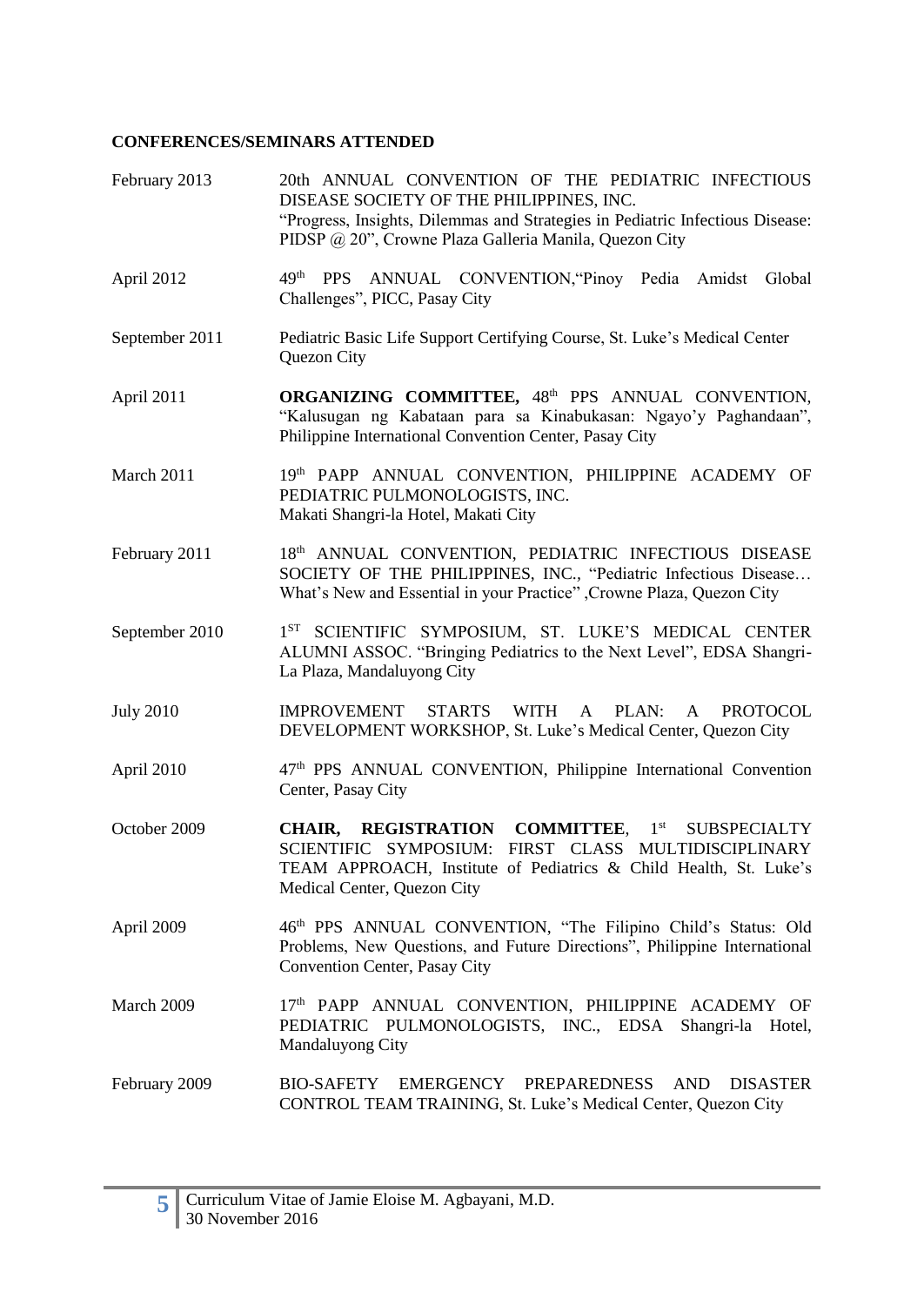**CONFERENCES/SEMINARS ATTENDED**

| | |
|---|---|
| February 2013 | 20th ANNUAL CONVENTION OF THE PEDIATRIC INFECTIOUS DISEASE SOCIETY OF THE PHILIPPINES, INC. "Progress, Insights, Dilemmas and Strategies in Pediatric Infectious Disease: PIDSP @ 20", Crowne Plaza Galleria Manila, Quezon City |
| April 2012 | 49th PPS ANNUAL CONVENTION,"Pinoy Pedia Amidst Global Challenges", PICC, Pasay City |
| September 2011 | Pediatric Basic Life Support Certifying Course, St. Luke's Medical Center Quezon City |
| April 2011 | **ORGANIZING COMMITTEE,** 48th PPS ANNUAL CONVENTION, "Kalusugan ng Kabataan para sa Kinabukasan: Ngayo'y Paghandaan", Philippine International Convention Center, Pasay City |
| March 2011 | 19th PAPP ANNUAL CONVENTION, PHILIPPINE ACADEMY OF PEDIATRIC PULMONOLOGISTS, INC. Makati Shangri-la Hotel, Makati City |
| February 2011 | 18th ANNUAL CONVENTION, PEDIATRIC INFECTIOUS DISEASE SOCIETY OF THE PHILIPPINES, INC., "Pediatric Infectious Disease… What's New and Essential in your Practice" ,Crowne Plaza, Quezon City |
| September 2010 | 1ST SCIENTIFIC SYMPOSIUM, ST. LUKE'S MEDICAL CENTER ALUMNI ASSOC. "Bringing Pediatrics to the Next Level", EDSA Shangri-La Plaza, Mandaluyong City |
| July 2010 | IMPROVEMENT STARTS WITH A PLAN: A PROTOCOL DEVELOPMENT WORKSHOP, St. Luke's Medical Center, Quezon City |
| April 2010 | 47th PPS ANNUAL CONVENTION, Philippine International Convention Center, Pasay City |
| October 2009 | **CHAIR, REGISTRATION COMMITTEE**, 1st SUBSPECIALTY SCIENTIFIC SYMPOSIUM: FIRST CLASS MULTIDISCIPLINARY TEAM APPROACH, Institute of Pediatrics & Child Health, St. Luke's Medical Center, Quezon City |
| April 2009 | 46th PPS ANNUAL CONVENTION, "The Filipino Child's Status: Old Problems, New Questions, and Future Directions", Philippine International Convention Center, Pasay City |
| March 2009 | 17th PAPP ANNUAL CONVENTION, PHILIPPINE ACADEMY OF PEDIATRIC PULMONOLOGISTS, INC., EDSA Shangri-la Hotel, Mandaluyong City |
| February 2009 | BIO-SAFETY EMERGENCY PREPAREDNESS AND DISASTER CONTROL TEAM TRAINING, St. Luke's Medical Center, Quezon City |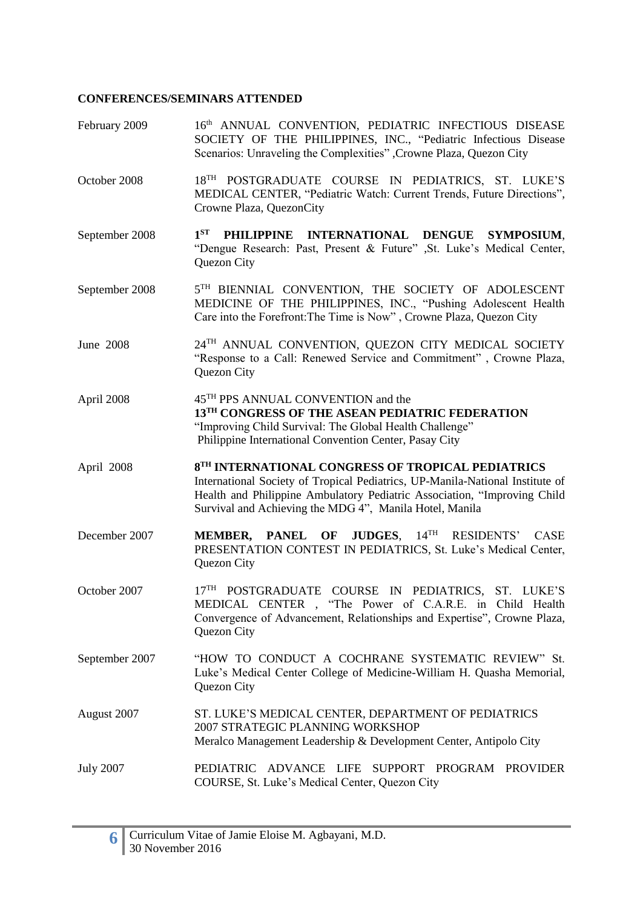**CONFERENCES/SEMINARS ATTENDED**

| | |
|---|---|
| February 2009 | 16th ANNUAL CONVENTION, PEDIATRIC INFECTIOUS DISEASE SOCIETY OF THE PHILIPPINES, INC., "Pediatric Infectious Disease Scenarios: Unraveling the Complexities" ,Crowne Plaza, Quezon City |
| October 2008 | 18TH POSTGRADUATE COURSE IN PEDIATRICS, ST. LUKE'S MEDICAL CENTER, "Pediatric Watch: Current Trends, Future Directions", Crowne Plaza, QuezonCity |
| September 2008 | **1ST PHILIPPINE INTERNATIONAL DENGUE SYMPOSIUM**, "Dengue Research: Past, Present & Future" ,St. Luke's Medical Center, Quezon City |
| September 2008 | 5TH BIENNIAL CONVENTION, THE SOCIETY OF ADOLESCENT MEDICINE OF THE PHILIPPINES, INC., "Pushing Adolescent Health Care into the Forefront:The Time is Now" , Crowne Plaza, Quezon City |
| June 2008 | 24TH ANNUAL CONVENTION, QUEZON CITY MEDICAL SOCIETY "Response to a Call: Renewed Service and Commitment" , Crowne Plaza, Quezon City |
| April 2008 | 45TH PPS ANNUAL CONVENTION and the **13TH CONGRESS OF THE ASEAN PEDIATRIC FEDERATION** "Improving Child Survival: The Global Health Challenge" Philippine International Convention Center, Pasay City |
| April 2008 | **8TH INTERNATIONAL CONGRESS OF TROPICAL PEDIATRICS** International Society of Tropical Pediatrics, UP-Manila-National Institute of Health and Philippine Ambulatory Pediatric Association, "Improving Child Survival and Achieving the MDG 4", Manila Hotel, Manila |
| December 2007 | **MEMBER, PANEL OF JUDGES**, 14TH RESIDENTS' CASE PRESENTATION CONTEST IN PEDIATRICS, St. Luke's Medical Center, Quezon City |
| October 2007 | 17TH POSTGRADUATE COURSE IN PEDIATRICS, ST. LUKE'S MEDICAL CENTER , "The Power of C.A.R.E. in Child Health Convergence of Advancement, Relationships and Expertise", Crowne Plaza, Quezon City |
| September 2007 | "HOW TO CONDUCT A COCHRANE SYSTEMATIC REVIEW" St. Luke's Medical Center College of Medicine-William H. Quasha Memorial, Quezon City |
| August 2007 | ST. LUKE'S MEDICAL CENTER, DEPARTMENT OF PEDIATRICS 2007 STRATEGIC PLANNING WORKSHOP Meralco Management Leadership & Development Center, Antipolo City |
| July 2007 | PEDIATRIC ADVANCE LIFE SUPPORT PROGRAM PROVIDER COURSE, St. Luke's Medical Center, Quezon City |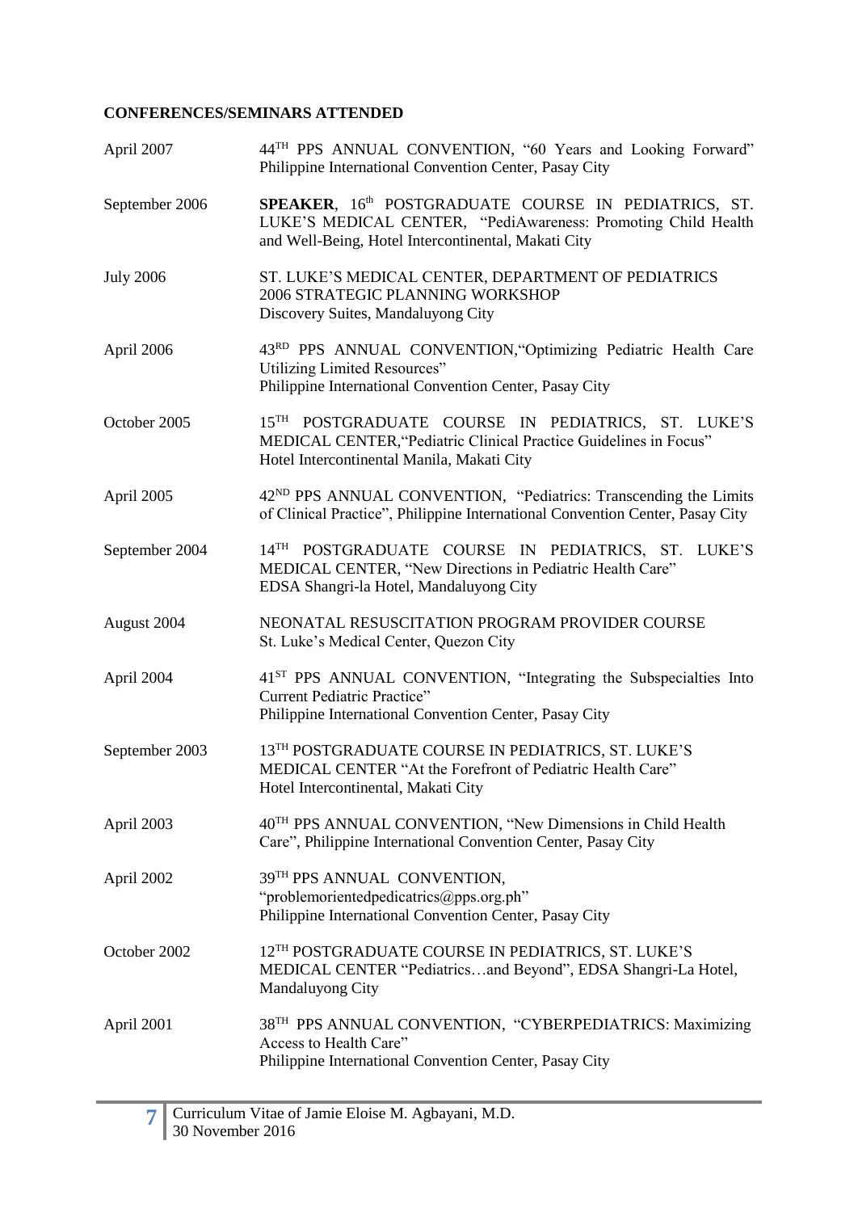**CONFERENCES/SEMINARS ATTENDED**

| | |
|---|---|
| April 2007 | 44TH PPS ANNUAL CONVENTION, "60 Years and Looking Forward" Philippine International Convention Center, Pasay City |
| September 2006 | **SPEAKER**, 16th POSTGRADUATE COURSE IN PEDIATRICS, ST. LUKE'S MEDICAL CENTER, "PediAwareness: Promoting Child Health and Well-Being, Hotel Intercontinental, Makati City |
| July 2006 | ST. LUKE'S MEDICAL CENTER, DEPARTMENT OF PEDIATRICS 2006 STRATEGIC PLANNING WORKSHOP Discovery Suites, Mandaluyong City |
| April 2006 | 43RD PPS ANNUAL CONVENTION,"Optimizing Pediatric Health Care Utilizing Limited Resources" Philippine International Convention Center, Pasay City |
| October 2005 | 15TH POSTGRADUATE COURSE IN PEDIATRICS, ST. LUKE'S MEDICAL CENTER,"Pediatric Clinical Practice Guidelines in Focus" Hotel Intercontinental Manila, Makati City |
| April 2005 | 42ND PPS ANNUAL CONVENTION, "Pediatrics: Transcending the Limits of Clinical Practice", Philippine International Convention Center, Pasay City |
| September 2004 | 14TH POSTGRADUATE COURSE IN PEDIATRICS, ST. LUKE'S MEDICAL CENTER, "New Directions in Pediatric Health Care" EDSA Shangri-la Hotel, Mandaluyong City |
| August 2004 | NEONATAL RESUSCITATION PROGRAM PROVIDER COURSE St. Luke's Medical Center, Quezon City |
| April 2004 | 41ST PPS ANNUAL CONVENTION, "Integrating the Subspecialties Into Current Pediatric Practice" Philippine International Convention Center, Pasay City |
| September 2003 | 13TH POSTGRADUATE COURSE IN PEDIATRICS, ST. LUKE'S MEDICAL CENTER "At the Forefront of Pediatric Health Care" Hotel Intercontinental, Makati City |
| April 2003 | 40TH PPS ANNUAL CONVENTION, "New Dimensions in Child Health Care", Philippine International Convention Center, Pasay City |
| April 2002 | 39TH PPS ANNUAL CONVENTION, "problemorientedpedicatrics@pps.org.ph" Philippine International Convention Center, Pasay City |
| October 2002 | 12TH POSTGRADUATE COURSE IN PEDIATRICS, ST. LUKE'S MEDICAL CENTER "Pediatrics…and Beyond", EDSA Shangri-La Hotel, Mandaluyong City |
| April 2001 | 38TH PPS ANNUAL CONVENTION, "CYBERPEDIATRICS: Maximizing Access to Health Care" Philippine International Convention Center, Pasay City |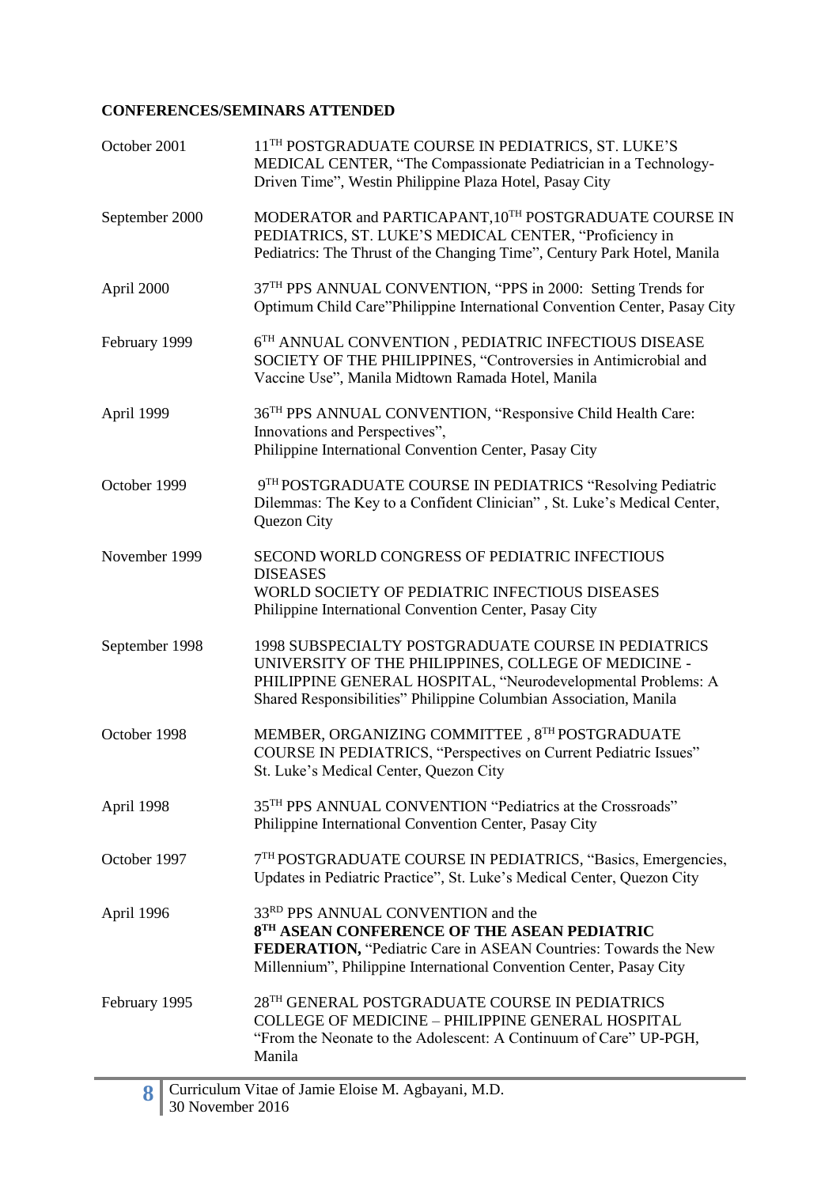**CONFERENCES/SEMINARS ATTENDED**

| | |
|---|---|
| October 2001 | 11TH POSTGRADUATE COURSE IN PEDIATRICS, ST. LUKE'S MEDICAL CENTER, "The Compassionate Pediatrician in a Technology-Driven Time", Westin Philippine Plaza Hotel, Pasay City |
| September 2000 | MODERATOR and PARTICAPANT,10TH POSTGRADUATE COURSE IN PEDIATRICS, ST. LUKE'S MEDICAL CENTER, "Proficiency in Pediatrics: The Thrust of the Changing Time", Century Park Hotel, Manila |
| April 2000 | 37TH PPS ANNUAL CONVENTION, "PPS in 2000: Setting Trends for Optimum Child Care"Philippine International Convention Center, Pasay City |
| February 1999 | 6TH ANNUAL CONVENTION , PEDIATRIC INFECTIOUS DISEASE SOCIETY OF THE PHILIPPINES, "Controversies in Antimicrobial and Vaccine Use", Manila Midtown Ramada Hotel, Manila |
| April 1999 | 36TH PPS ANNUAL CONVENTION, "Responsive Child Health Care: Innovations and Perspectives", Philippine International Convention Center, Pasay City |
| October 1999 | 9TH POSTGRADUATE COURSE IN PEDIATRICS "Resolving Pediatric Dilemmas: The Key to a Confident Clinician" , St. Luke's Medical Center, Quezon City |
| November 1999 | SECOND WORLD CONGRESS OF PEDIATRIC INFECTIOUS DISEASES<br>WORLD SOCIETY OF PEDIATRIC INFECTIOUS DISEASES<br>Philippine International Convention Center, Pasay City |
| September 1998 | 1998 SUBSPECIALTY POSTGRADUATE COURSE IN PEDIATRICS UNIVERSITY OF THE PHILIPPINES, COLLEGE OF MEDICINE - PHILIPPINE GENERAL HOSPITAL, "Neurodevelopmental Problems: A Shared Responsibilities" Philippine Columbian Association, Manila |
| October 1998 | MEMBER, ORGANIZING COMMITTEE , 8TH POSTGRADUATE COURSE IN PEDIATRICS, "Perspectives on Current Pediatric Issues" St. Luke's Medical Center, Quezon City |
| April 1998 | 35TH PPS ANNUAL CONVENTION "Pediatrics at the Crossroads" Philippine International Convention Center, Pasay City |
| October 1997 | 7TH POSTGRADUATE COURSE IN PEDIATRICS, "Basics, Emergencies, Updates in Pediatric Practice", St. Luke's Medical Center, Quezon City |
| April 1996 | 33RD PPS ANNUAL CONVENTION and the **8TH ASEAN CONFERENCE OF THE ASEAN PEDIATRIC FEDERATION,** "Pediatric Care in ASEAN Countries: Towards the New Millennium", Philippine International Convention Center, Pasay City |
| February 1995 | 28TH GENERAL POSTGRADUATE COURSE IN PEDIATRICS COLLEGE OF MEDICINE – PHILIPPINE GENERAL HOSPITAL "From the Neonate to the Adolescent: A Continuum of Care" UP-PGH, Manila |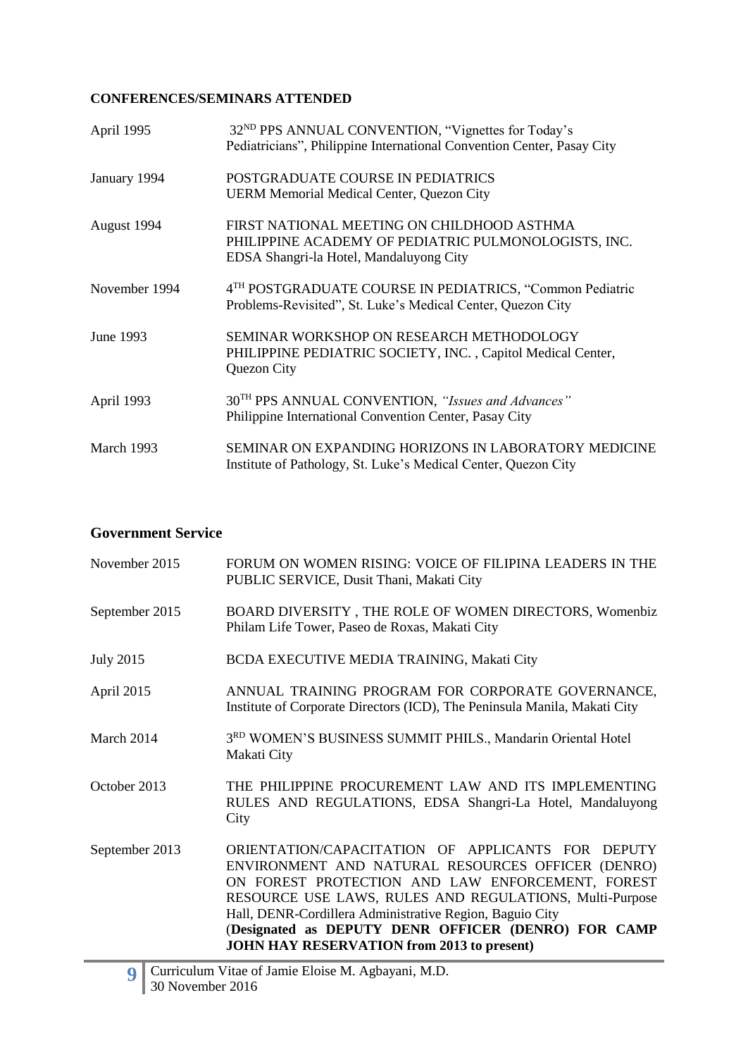**CONFERENCES/SEMINARS ATTENDED**

| | |
|---|---|
| April 1995 | 32ND PPS ANNUAL CONVENTION, "Vignettes for Today's Pediatricians", Philippine International Convention Center, Pasay City |
| January 1994 | POSTGRADUATE COURSE IN PEDIATRICS<br>UERM Memorial Medical Center, Quezon City |
| August 1994 | FIRST NATIONAL MEETING ON CHILDHOOD ASTHMA<br>PHILIPPINE ACADEMY OF PEDIATRIC PULMONOLOGISTS, INC.<br>EDSA Shangri-la Hotel, Mandaluyong City |
| November 1994 | 4TH POSTGRADUATE COURSE IN PEDIATRICS, "Common Pediatric Problems-Revisited", St. Luke's Medical Center, Quezon City |
| June 1993 | SEMINAR WORKSHOP ON RESEARCH METHODOLOGY<br>PHILIPPINE PEDIATRIC SOCIETY, INC. , Capitol Medical Center, Quezon City |
| April 1993 | 30TH PPS ANNUAL CONVENTION, *"Issues and Advances"*<br>Philippine International Convention Center, Pasay City |
| March 1993 | SEMINAR ON EXPANDING HORIZONS IN LABORATORY MEDICINE<br>Institute of Pathology, St. Luke's Medical Center, Quezon City |

**Government Service**

| | |
|---|---|
| November 2015 | FORUM ON WOMEN RISING: VOICE OF FILIPINA LEADERS IN THE PUBLIC SERVICE, Dusit Thani, Makati City |
| September 2015 | BOARD DIVERSITY , THE ROLE OF WOMEN DIRECTORS, Womenbiz<br>Philam Life Tower, Paseo de Roxas, Makati City |
| July 2015 | BCDA EXECUTIVE MEDIA TRAINING, Makati City |
| April 2015 | ANNUAL TRAINING PROGRAM FOR CORPORATE GOVERNANCE, Institute of Corporate Directors (ICD), The Peninsula Manila, Makati City |
| March 2014 | 3RD WOMEN'S BUSINESS SUMMIT PHILS., Mandarin Oriental Hotel Makati City |
| October 2013 | THE PHILIPPINE PROCUREMENT LAW AND ITS IMPLEMENTING RULES AND REGULATIONS, EDSA Shangri-La Hotel, Mandaluyong City |
| September 2013 | ORIENTATION/CAPACITATION OF APPLICANTS FOR DEPUTY ENVIRONMENT AND NATURAL RESOURCES OFFICER (DENRO) ON FOREST PROTECTION AND LAW ENFORCEMENT, FOREST RESOURCE USE LAWS, RULES AND REGULATIONS, Multi-Purpose Hall, DENR-Cordillera Administrative Region, Baguio City<br>(**Designated as DEPUTY DENR OFFICER (DENRO) FOR CAMP JOHN HAY RESERVATION from 2013 to present)** |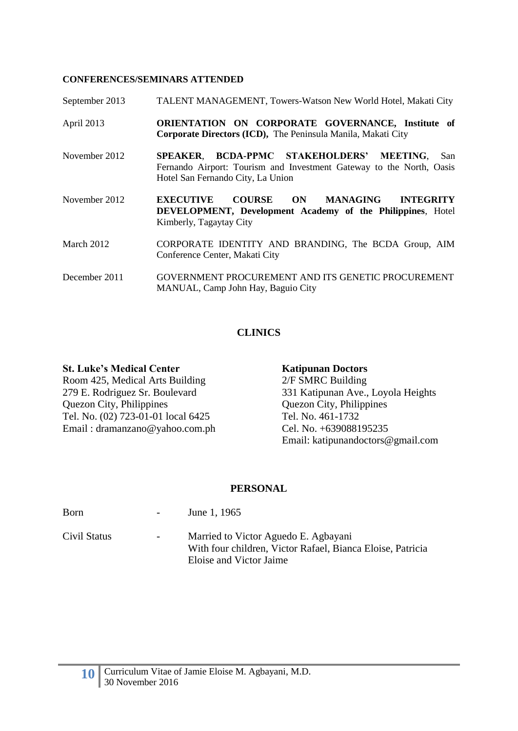**CONFERENCES/SEMINARS ATTENDED**

| | |
|---|---|
| September 2013 | TALENT MANAGEMENT, Towers-Watson New World Hotel, Makati City |
| April 2013 | **ORIENTATION ON CORPORATE GOVERNANCE, Institute of Corporate Directors (ICD),** The Peninsula Manila, Makati City |
| November 2012 | **SPEAKER**, **BCDA-PPMC STAKEHOLDERS' MEETING**, San Fernando Airport: Tourism and Investment Gateway to the North, Oasis Hotel San Fernando City, La Union |
| November 2012 | **EXECUTIVE COURSE ON MANAGING INTEGRITY DEVELOPMENT, Development Academy of the Philippines**, Hotel Kimberly, Tagaytay City |
| March 2012 | CORPORATE IDENTITY AND BRANDING, The BCDA Group, AIM Conference Center, Makati City |
| December 2011 | GOVERNMENT PROCUREMENT AND ITS GENETIC PROCUREMENT MANUAL, Camp John Hay, Baguio City |

## CLINICS

**St. Luke's Medical Center**
Room 425, Medical Arts Building
279 E. Rodriguez Sr. Boulevard
Quezon City, Philippines
Tel. No. (02) 723-01-01 local 6425
Email : dramanzano@yahoo.com.ph

**Katipunan Doctors**
2/F SMRC Building
331 Katipunan Ave., Loyola Heights
Quezon City, Philippines
Tel. No. 461-1732
Cel. No. +639088195235
Email: katipunandoctors@gmail.com

## PERSONAL

| | | |
|---|---|---|
| Born | - | June 1, 1965 |
| Civil Status | - | Married to Victor Aguedo E. Agbayani<br>With four children, Victor Rafael, Bianca Eloise, Patricia Eloise and Victor Jaime |